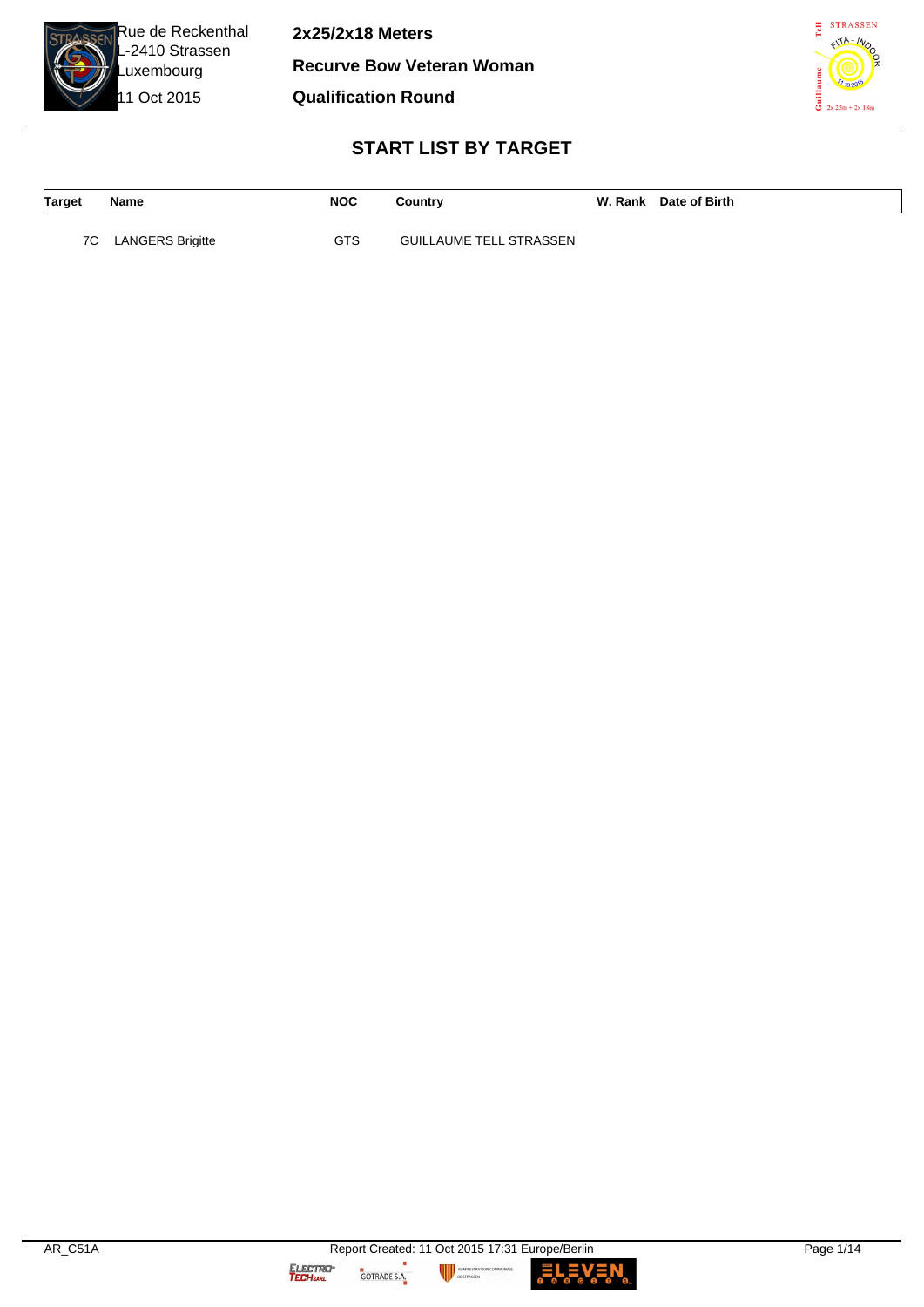Rue de Reckenthal
L-2410 Strassen
Luxembourg
11 Oct 2015

**2x25/2x18 Meters**

**Recurve Bow Veteran Woman**

**Qualification Round**

## START LIST BY TARGET

| Target | Name | NOC | Country | W. Rank | Date of Birth |
|---|---|---|---|---|---|
| 7C | LANGERS Brigitte | GTS | GUILLAUME TELL STRASSEN | | |

AR_C51A

Report Created: 11 Oct 2015 17:31 Europe/Berlin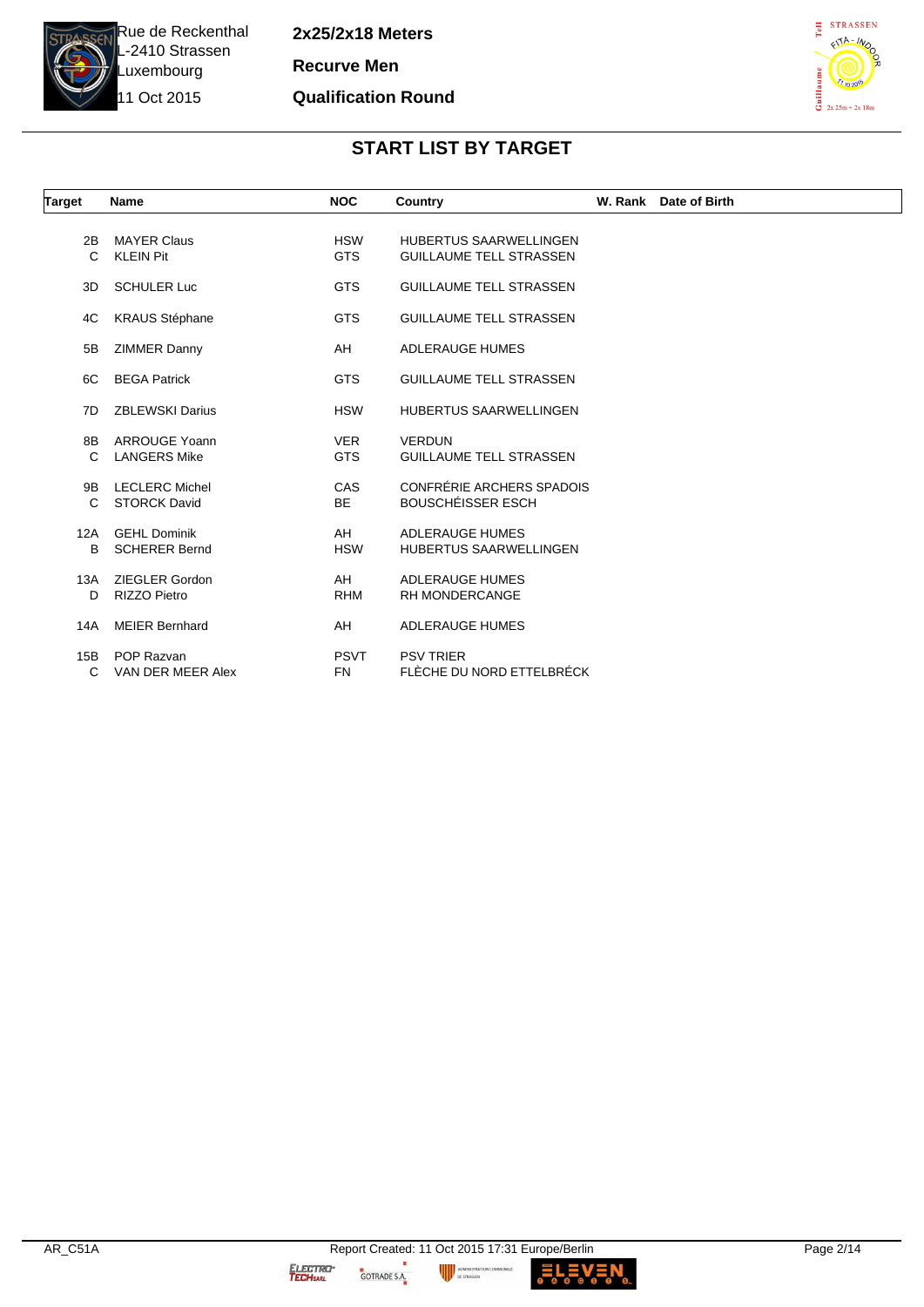Rue de Reckenthal
L-2410 Strassen
Luxembourg
11 Oct 2015

**2x25/2x18 Meters**

**Recurve Men**

**Qualification Round**

## START LIST BY TARGET

| Target | Name | NOC | Country | W. Rank | Date of Birth |
|---|---|---|---|---|---|
| 2B | MAYER Claus | HSW | HUBERTUS SAARWELLINGEN | | |
| C | KLEIN Pit | GTS | GUILLAUME TELL STRASSEN | | |
| 3D | SCHULER Luc | GTS | GUILLAUME TELL STRASSEN | | |
| 4C | KRAUS Stéphane | GTS | GUILLAUME TELL STRASSEN | | |
| 5B | ZIMMER Danny | AH | ADLERAUGE HUMES | | |
| 6C | BEGA Patrick | GTS | GUILLAUME TELL STRASSEN | | |
| 7D | ZBLEWSKI Darius | HSW | HUBERTUS SAARWELLINGEN | | |
| 8B | ARROUGE Yoann | VER | VERDUN | | |
| C | LANGERS Mike | GTS | GUILLAUME TELL STRASSEN | | |
| 9B | LECLERC Michel | CAS | CONFRÉRIE ARCHERS SPADOIS | | |
| C | STORCK David | BE | BOUSCHÉISSER ESCH | | |
| 12A | GEHL Dominik | AH | ADLERAUGE HUMES | | |
| B | SCHERER Bernd | HSW | HUBERTUS SAARWELLINGEN | | |
| 13A | ZIEGLER Gordon | AH | ADLERAUGE HUMES | | |
| D | RIZZO Pietro | RHM | RH MONDERCANGE | | |
| 14A | MEIER Bernhard | AH | ADLERAUGE HUMES | | |
| 15B | POP Razvan | PSVT | PSV TRIER | | |
| C | VAN DER MEER Alex | FN | FLÈCHE DU NORD ETTELBRÉCK | | |

AR_C51A

Report Created: 11 Oct 2015 17:31 Europe/Berlin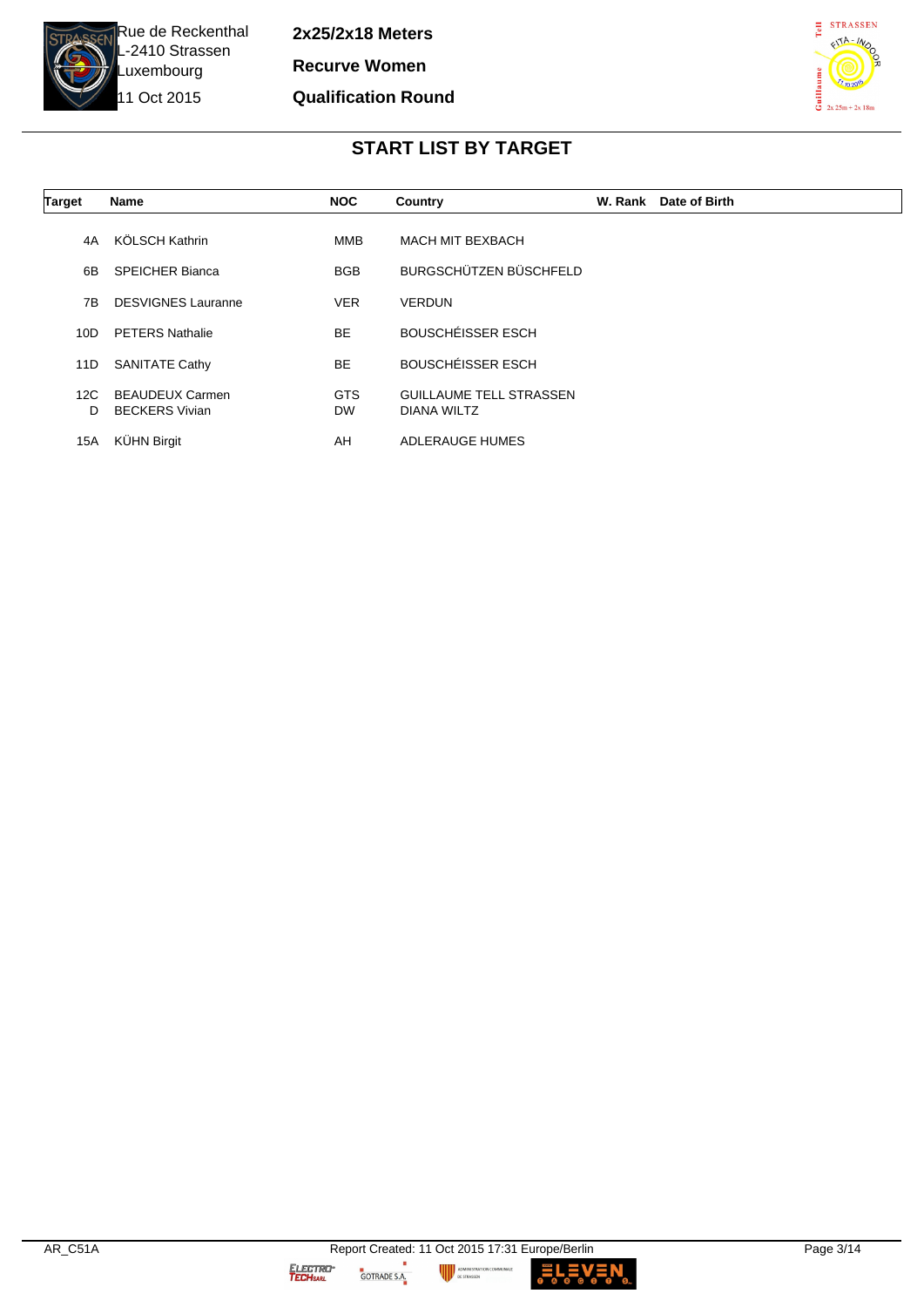Rue de Reckenthal
L-2410 Strassen
Luxembourg
11 Oct 2015

**2x25/2x18 Meters**

**Recurve Women**

**Qualification Round**

## START LIST BY TARGET

| Target | Name | NOC | Country | W. Rank | Date of Birth |
|---|---|---|---|---|---|
| 4A | KÖLSCH Kathrin | MMB | MACH MIT BEXBACH | | |
| 6B | SPEICHER Bianca | BGB | BURGSCHÜTZEN BÜSCHFELD | | |
| 7B | DESVIGNES Lauranne | VER | VERDUN | | |
| 10D | PETERS Nathalie | BE | BOUSCHÉISSER ESCH | | |
| 11D | SANITATE Cathy | BE | BOUSCHÉISSER ESCH | | |
| 12C | BEAUDEUX Carmen | GTS | GUILLAUME TELL STRASSEN | | |
| D | BECKERS Vivian | DW | DIANA WILTZ | | |
| 15A | KÜHN Birgit | AH | ADLERAUGE HUMES | | |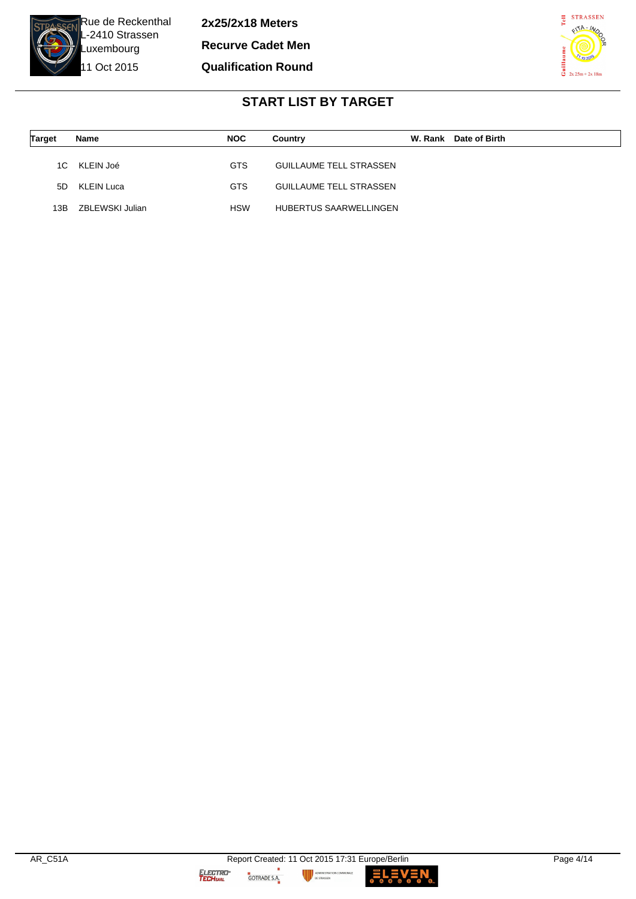Rue de Reckenthal
L-2410 Strassen
Luxembourg
11 Oct 2015

**2x25/2x18 Meters**

**Recurve Cadet Men**

**Qualification Round**

## START LIST BY TARGET

| Target | Name | NOC | Country | W. Rank | Date of Birth |
|---|---|---|---|---|---|
| 1C | KLEIN Joé | GTS | GUILLAUME TELL STRASSEN | | |
| 5D | KLEIN Luca | GTS | GUILLAUME TELL STRASSEN | | |
| 13B | ZBLEWSKI Julian | HSW | HUBERTUS SAARWELLINGEN | | |

AR_C51A Report Created: 11 Oct 2015 17:31 Europe/Berlin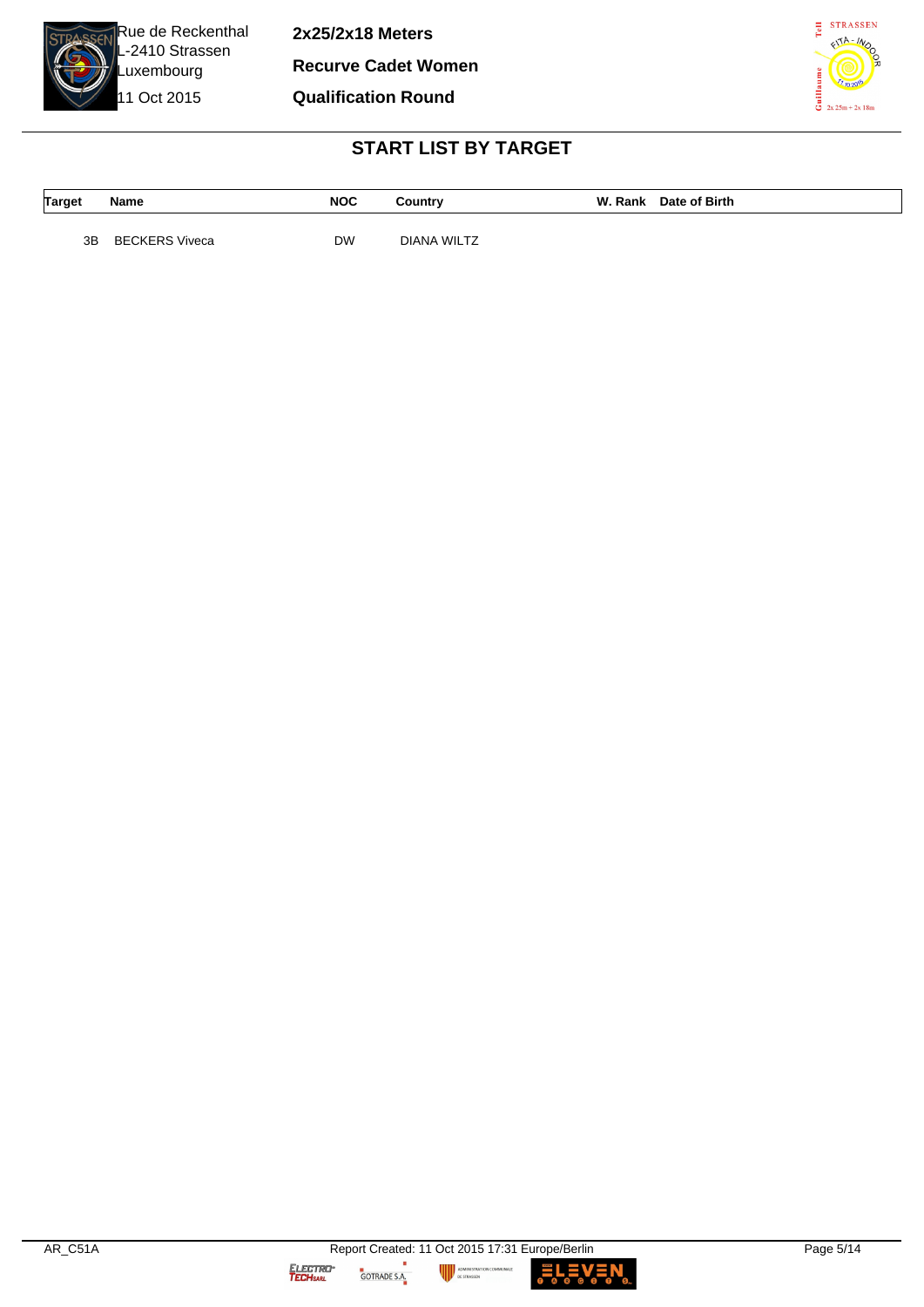Rue de Reckenthal
L-2410 Strassen
Luxembourg
11 Oct 2015

**2x25/2x18 Meters**

**Recurve Cadet Women**

**Qualification Round**

## START LIST BY TARGET

| Target | Name | NOC | Country | W. Rank | Date of Birth |
|---|---|---|---|---|---|
| 3B | BECKERS Viveca | DW | DIANA WILTZ | | |

AR_C51A

Report Created: 11 Oct 2015 17:31 Europe/Berlin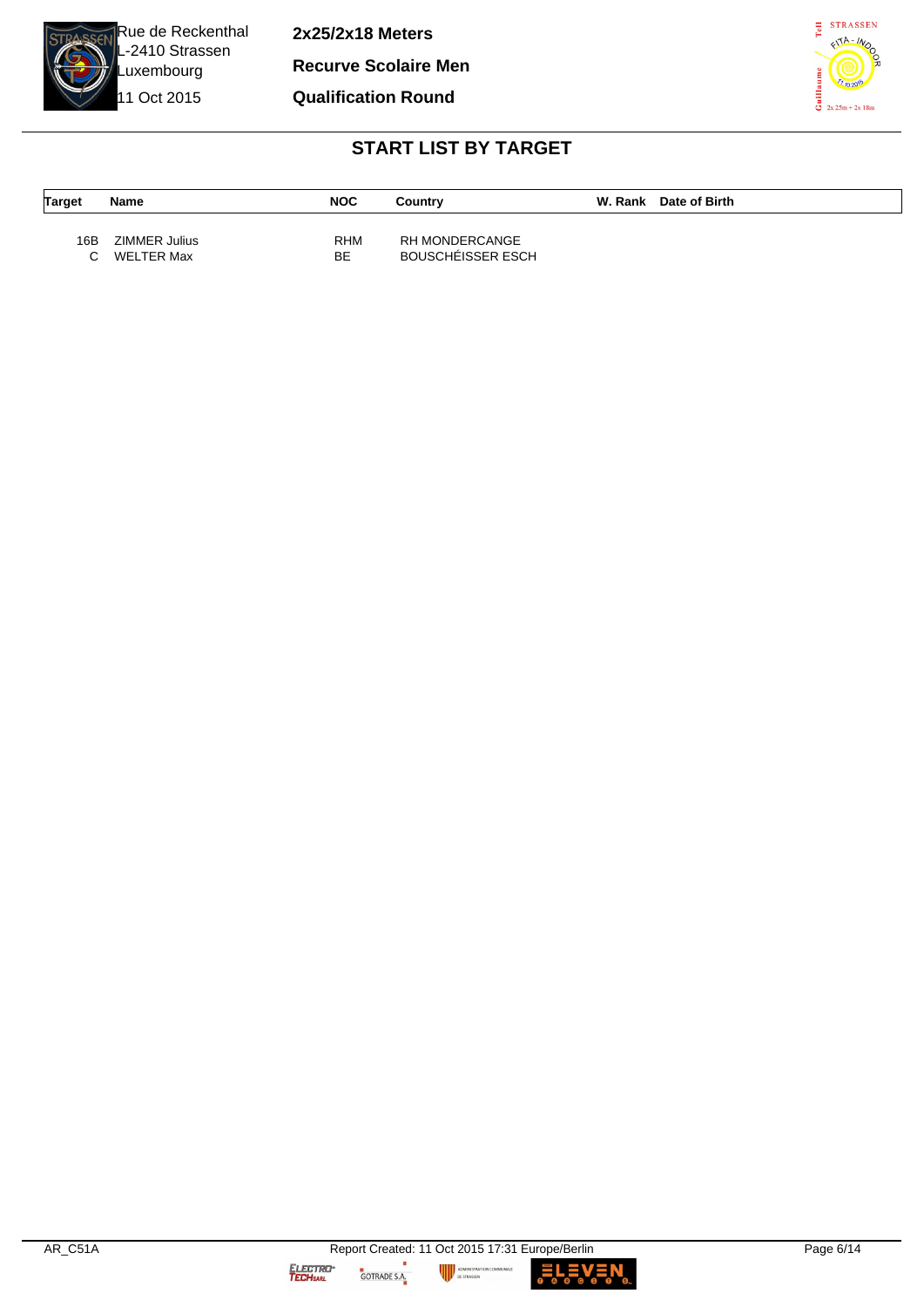Rue de Reckenthal
L-2410 Strassen
Luxembourg
11 Oct 2015

**2x25/2x18 Meters**

**Recurve Scolaire Men**

**Qualification Round**

## START LIST BY TARGET

| Target | Name | NOC | Country | W. Rank | Date of Birth |
|---|---|---|---|---|---|
| 16B | ZIMMER Julius | RHM | RH MONDERCANGE | | |
| C | WELTER Max | BE | BOUSCHÉISSER ESCH | | |

AR_C51A

Report Created: 11 Oct 2015 17:31 Europe/Berlin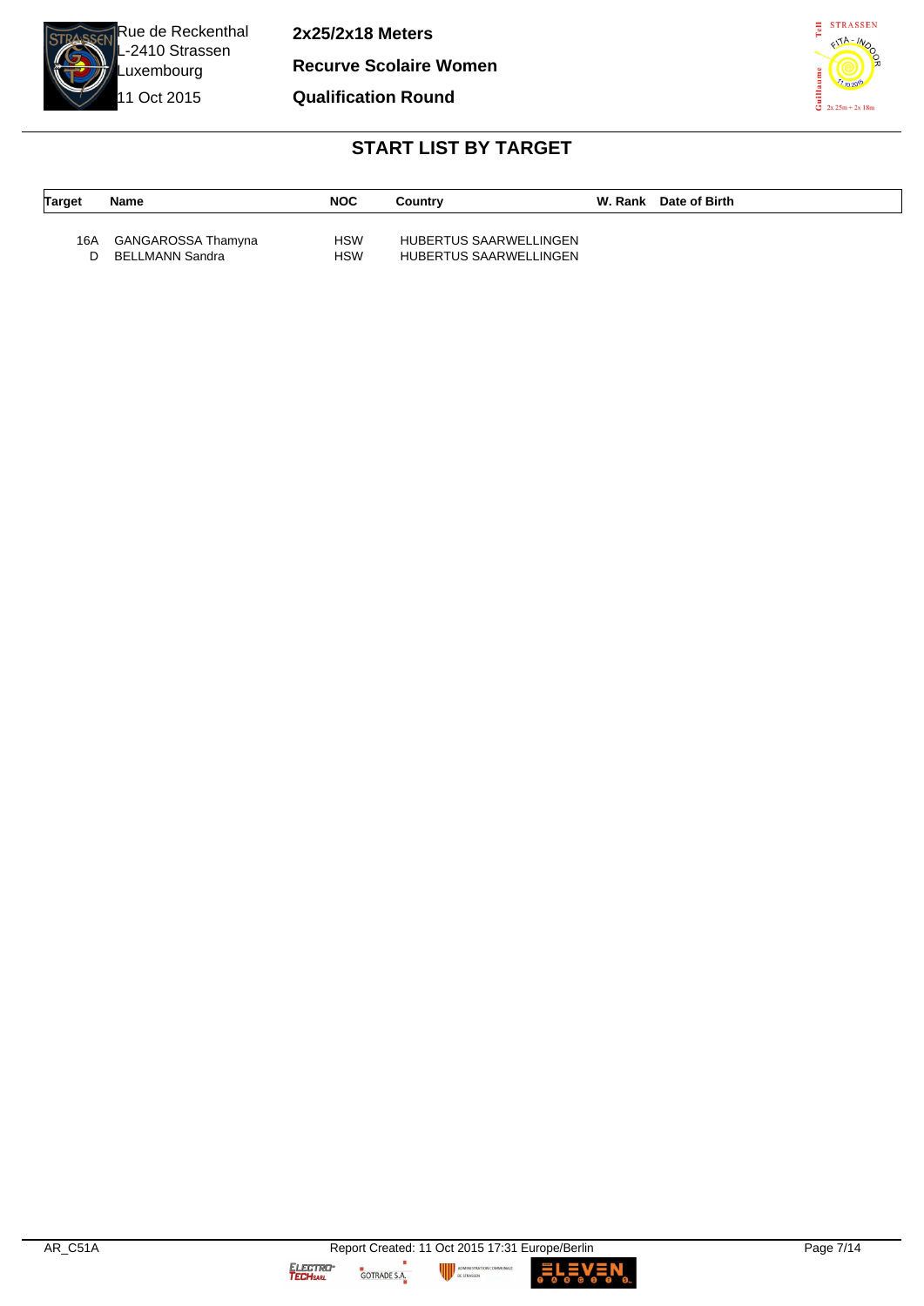Rue de Reckenthal
L-2410 Strassen
Luxembourg
11 Oct 2015

**2x25/2x18 Meters**

**Recurve Scolaire Women**

**Qualification Round**

## START LIST BY TARGET

| Target | Name | NOC | Country | W. Rank | Date of Birth |
|---|---|---|---|---|---|
| 16A | GANGAROSSA Thamyna | HSW | HUBERTUS SAARWELLINGEN | | |
| D | BELLMANN Sandra | HSW | HUBERTUS SAARWELLINGEN | | |

AR_C51A    Report Created: 11 Oct 2015 17:31 Europe/Berlin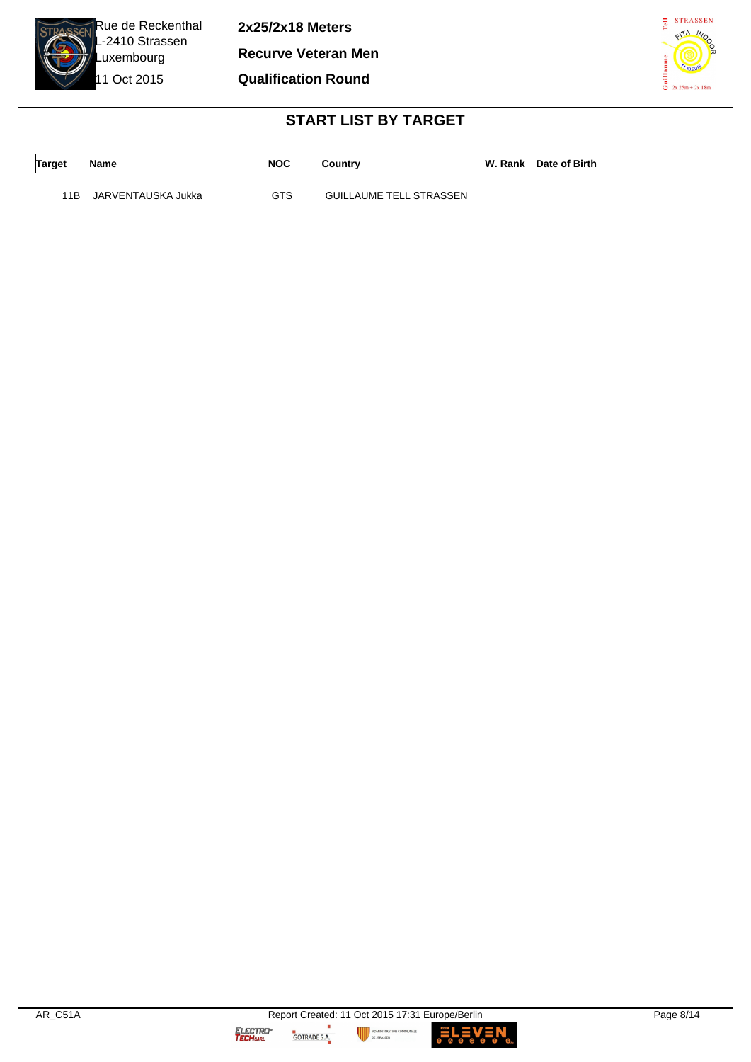Rue de Reckenthal
L-2410 Strassen
Luxembourg
11 Oct 2015

**2x25/2x18 Meters**

**Recurve Veteran Men**

**Qualification Round**

## START LIST BY TARGET

| Target | Name | NOC | Country | W. Rank | Date of Birth |
|---|---|---|---|---|---|
| 11B | JARVENTAUSKA Jukka | GTS | GUILLAUME TELL STRASSEN | | |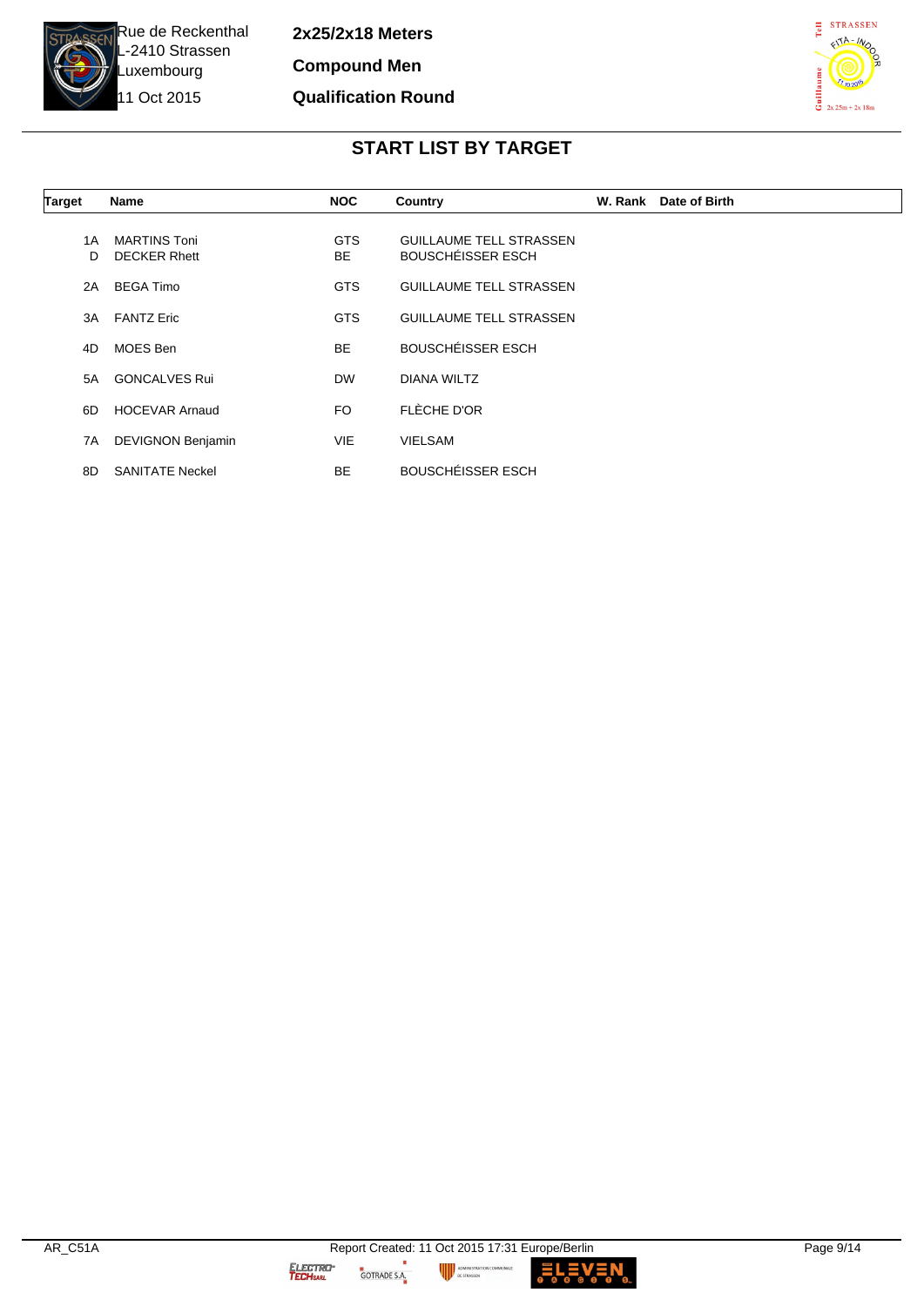Rue de Reckenthal
L-2410 Strassen
Luxembourg
11 Oct 2015

**2x25/2x18 Meters**

**Compound Men**

**Qualification Round**

## START LIST BY TARGET

| Target | Name | NOC | Country | W. Rank | Date of Birth |
|---|---|---|---|---|---|
| 1A | MARTINS Toni | GTS | GUILLAUME TELL STRASSEN | | |
| D | DECKER Rhett | BE | BOUSCHÉISSER ESCH | | |
| 2A | BEGA Timo | GTS | GUILLAUME TELL STRASSEN | | |
| 3A | FANTZ Eric | GTS | GUILLAUME TELL STRASSEN | | |
| 4D | MOES Ben | BE | BOUSCHÉISSER ESCH | | |
| 5A | GONCALVES Rui | DW | DIANA WILTZ | | |
| 6D | HOCEVAR Arnaud | FO | FLÈCHE D'OR | | |
| 7A | DEVIGNON Benjamin | VIE | VIELSAM | | |
| 8D | SANITATE Neckel | BE | BOUSCHÉISSER ESCH | | |

AR_C51A

Report Created: 11 Oct 2015 17:31 Europe/Berlin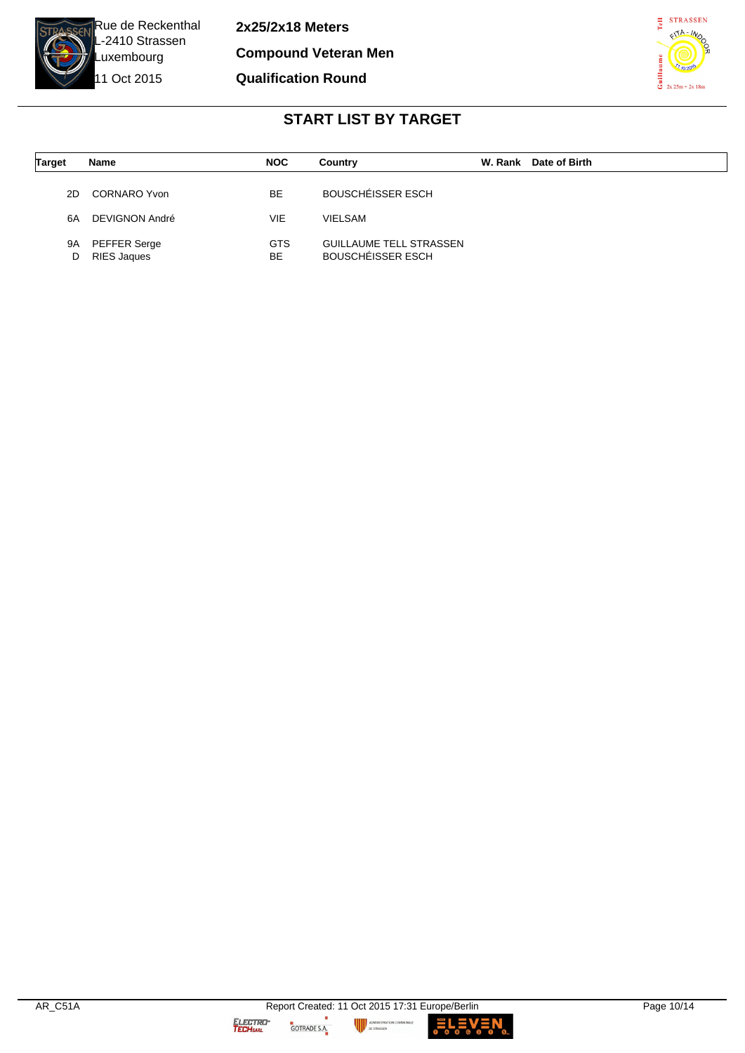Rue de Reckenthal
L-2410 Strassen
Luxembourg
11 Oct 2015

**2x25/2x18 Meters**

**Compound Veteran Men**

**Qualification Round**

## START LIST BY TARGET

| Target | Name | NOC | Country | W. Rank | Date of Birth |
|---|---|---|---|---|---|
| 2D | CORNARO Yvon | BE | BOUSCHÉISSER ESCH | | |
| 6A | DEVIGNON André | VIE | VIELSAM | | |
| 9A | PEFFER Serge | GTS | GUILLAUME TELL STRASSEN | | |
| D | RIES Jaques | BE | BOUSCHÉISSER ESCH | | |

AR_C51A

Report Created: 11 Oct 2015 17:31 Europe/Berlin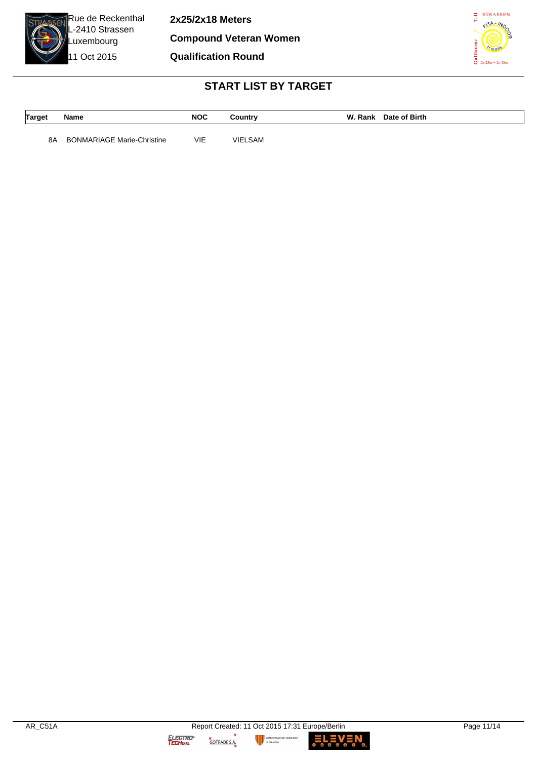Rue de Reckenthal
L-2410 Strassen
Luxembourg
11 Oct 2015

**2x25/2x18 Meters**

**Compound Veteran Women**

**Qualification Round**

## START LIST BY TARGET

| Target | Name | NOC | Country | W. Rank | Date of Birth |
|---|---|---|---|---|---|
| 8A | BONMARIAGE Marie-Christine | VIE | VIELSAM | | |

AR_C51A

Report Created: 11 Oct 2015 17:31 Europe/Berlin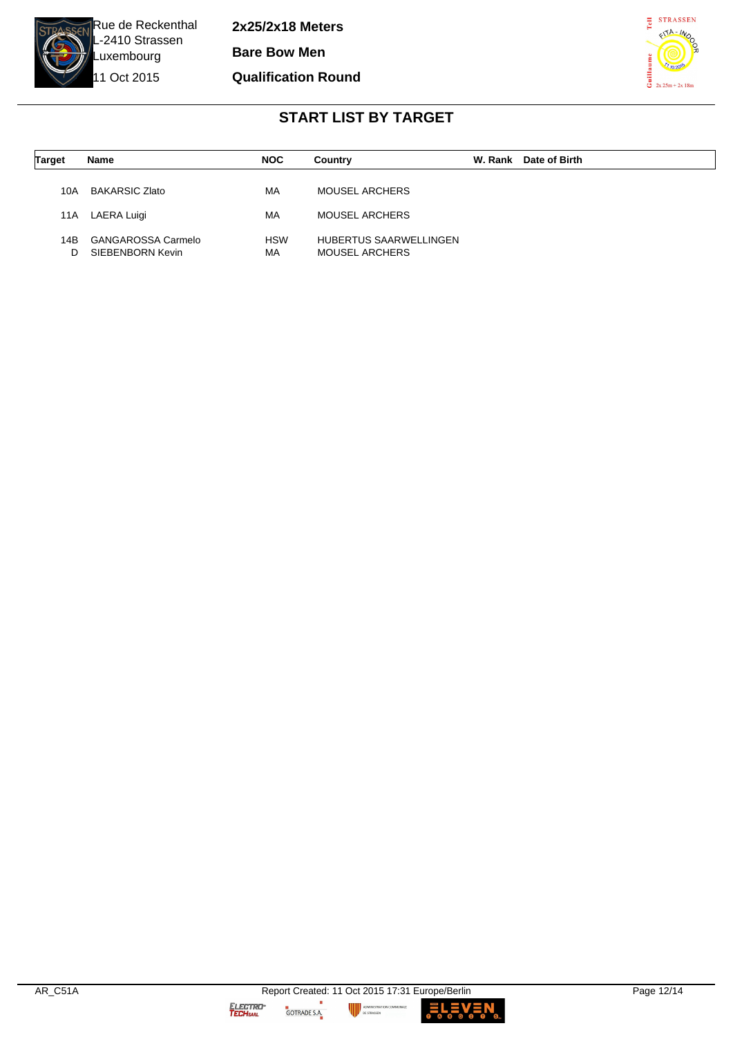Rue de Reckenthal
L-2410 Strassen
Luxembourg
11 Oct 2015

**2x25/2x18 Meters**

**Bare Bow Men**

**Qualification Round**

## START LIST BY TARGET

| Target | Name | NOC | Country | W. Rank | Date of Birth |
|---|---|---|---|---|---|
| 10A | BAKARSIC Zlato | MA | MOUSEL ARCHERS | | |
| 11A | LAERA Luigi | MA | MOUSEL ARCHERS | | |
| 14B | GANGAROSSA Carmelo | HSW | HUBERTUS SAARWELLINGEN | | |
| D | SIEBENBORN Kevin | MA | MOUSEL ARCHERS | | |

AR_C51A Report Created: 11 Oct 2015 17:31 Europe/Berlin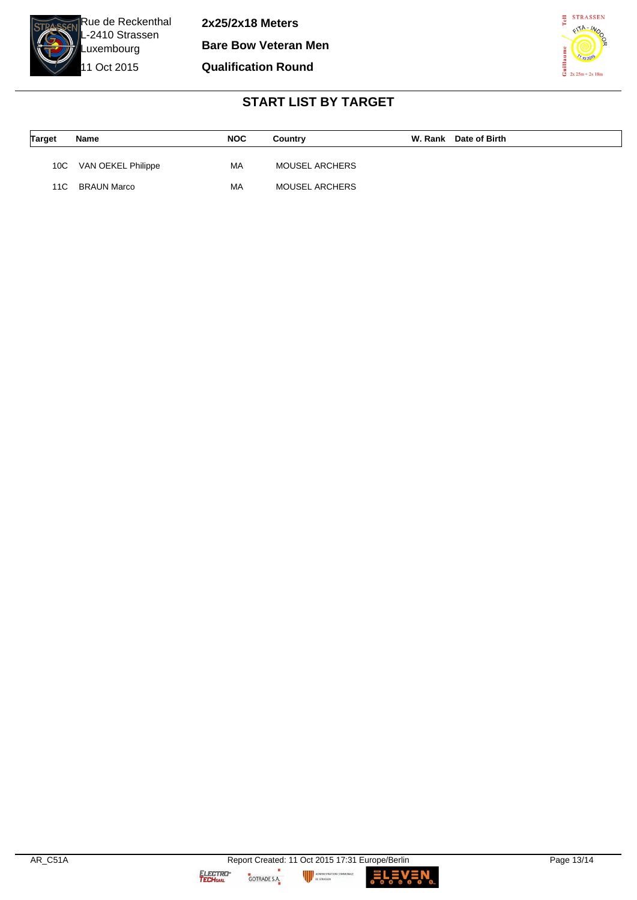Rue de Reckenthal
L-2410 Strassen
Luxembourg
11 Oct 2015

**2x25/2x18 Meters**

**Bare Bow Veteran Men**

**Qualification Round**

## START LIST BY TARGET

| Target | Name | NOC | Country | W. Rank | Date of Birth |
|---|---|---|---|---|---|
| 10C | VAN OEKEL Philippe | MA | MOUSEL ARCHERS | | |
| 11C | BRAUN Marco | MA | MOUSEL ARCHERS | | |

AR_C51A — Report Created: 11 Oct 2015 17:31 Europe/Berlin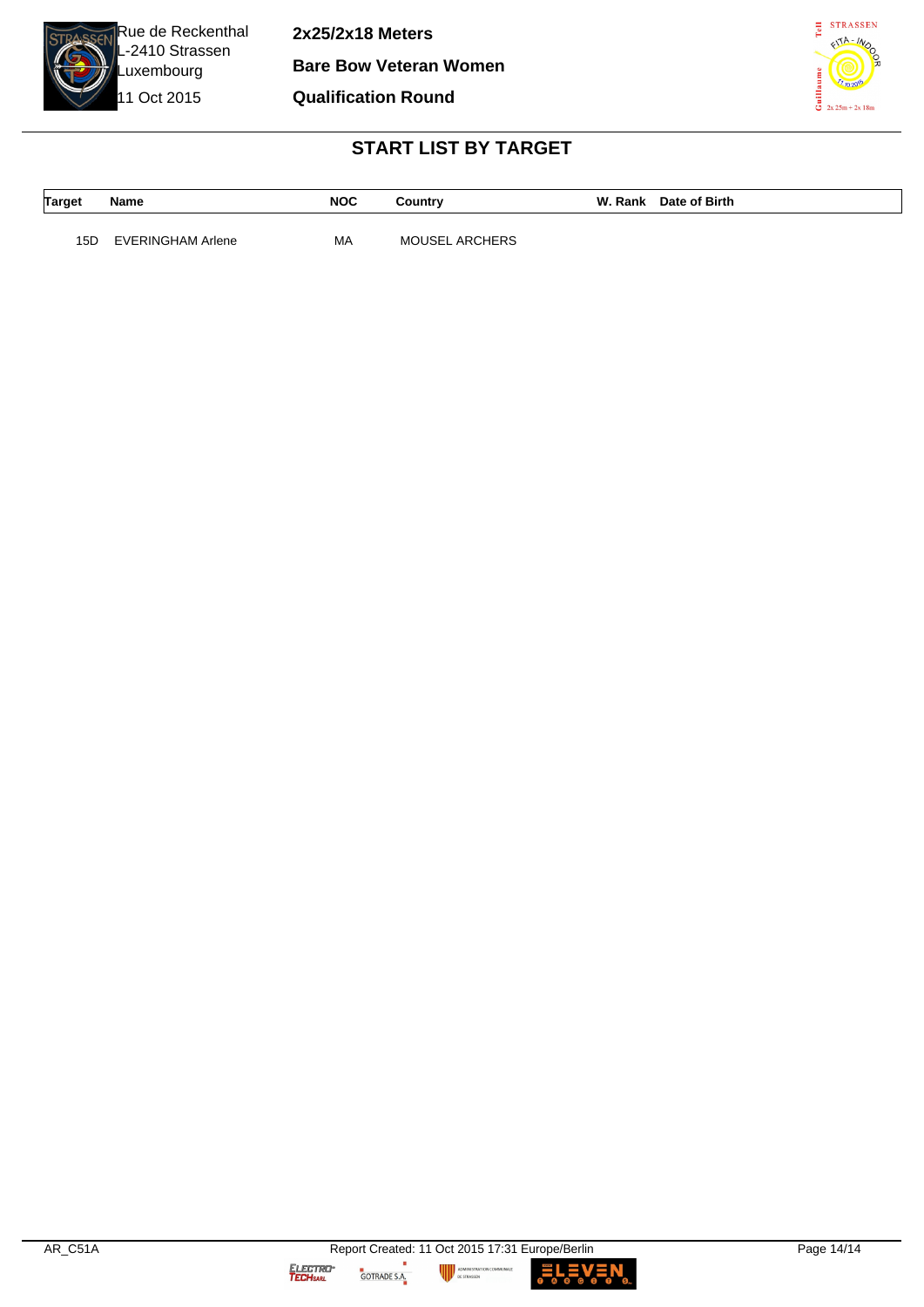Rue de Reckenthal
L-2410 Strassen
Luxembourg
11 Oct 2015

**2x25/2x18 Meters**

**Bare Bow Veteran Women**

**Qualification Round**

## START LIST BY TARGET

| Target | Name | NOC | Country | W. Rank | Date of Birth |
|---|---|---|---|---|---|
| 15D | EVERINGHAM Arlene | MA | MOUSEL ARCHERS | | |

AR_C51A

Report Created: 11 Oct 2015 17:31 Europe/Berlin